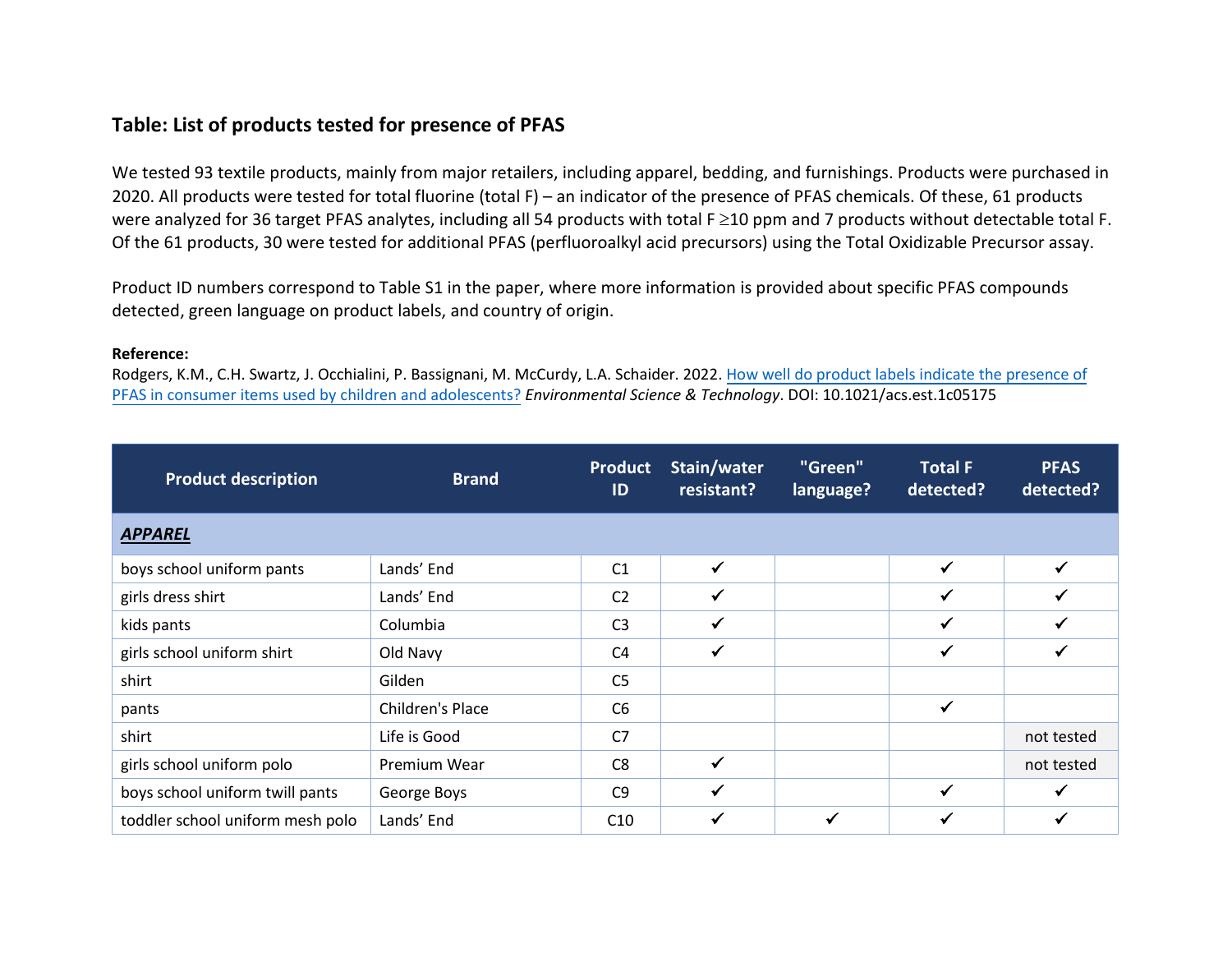## Table: List of products tested for presence of PFAS

We tested 93 textile products, mainly from major retailers, including apparel, bedding, and furnishings. Products were purchased in 2020. All products were tested for total fluorine (total F) – an indicator of the presence of PFAS chemicals. Of these, 61 products were analyzed for 36 target PFAS analytes, including all 54 products with total F ≥10 ppm and 7 products without detectable total F. Of the 61 products, 30 were tested for additional PFAS (perfluoroalkyl acid precursors) using the Total Oxidizable Precursor assay.

Product ID numbers correspond to Table S1 in the paper, where more information is provided about specific PFAS compounds detected, green language on product labels, and country of origin.

**Reference:**
Rodgers, K.M., C.H. Swartz, J. Occhialini, P. Bassignani, M. McCurdy, L.A. Schaider. 2022. How well do product labels indicate the presence of PFAS in consumer items used by children and adolescents? *Environmental Science & Technology*. DOI: 10.1021/acs.est.1c05175

| Product description | Brand | Product ID | Stain/water resistant? | "Green" language? | Total F detected? | PFAS detected? |
|---|---|---|---|---|---|---|
| ***APPAREL*** | | | | | | |
| boys school uniform pants | Lands' End | C1 | ✓ | | ✓ | ✓ |
| girls dress shirt | Lands' End | C2 | ✓ | | ✓ | ✓ |
| kids pants | Columbia | C3 | ✓ | | ✓ | ✓ |
| girls school uniform shirt | Old Navy | C4 | ✓ | | ✓ | ✓ |
| shirt | Gilden | C5 | | | | |
| pants | Children's Place | C6 | | | ✓ | |
| shirt | Life is Good | C7 | | | | not tested |
| girls school uniform polo | Premium Wear | C8 | ✓ | | | not tested |
| boys school uniform twill pants | George Boys | C9 | ✓ | | ✓ | ✓ |
| toddler school uniform mesh polo | Lands' End | C10 | ✓ | ✓ | ✓ | ✓ |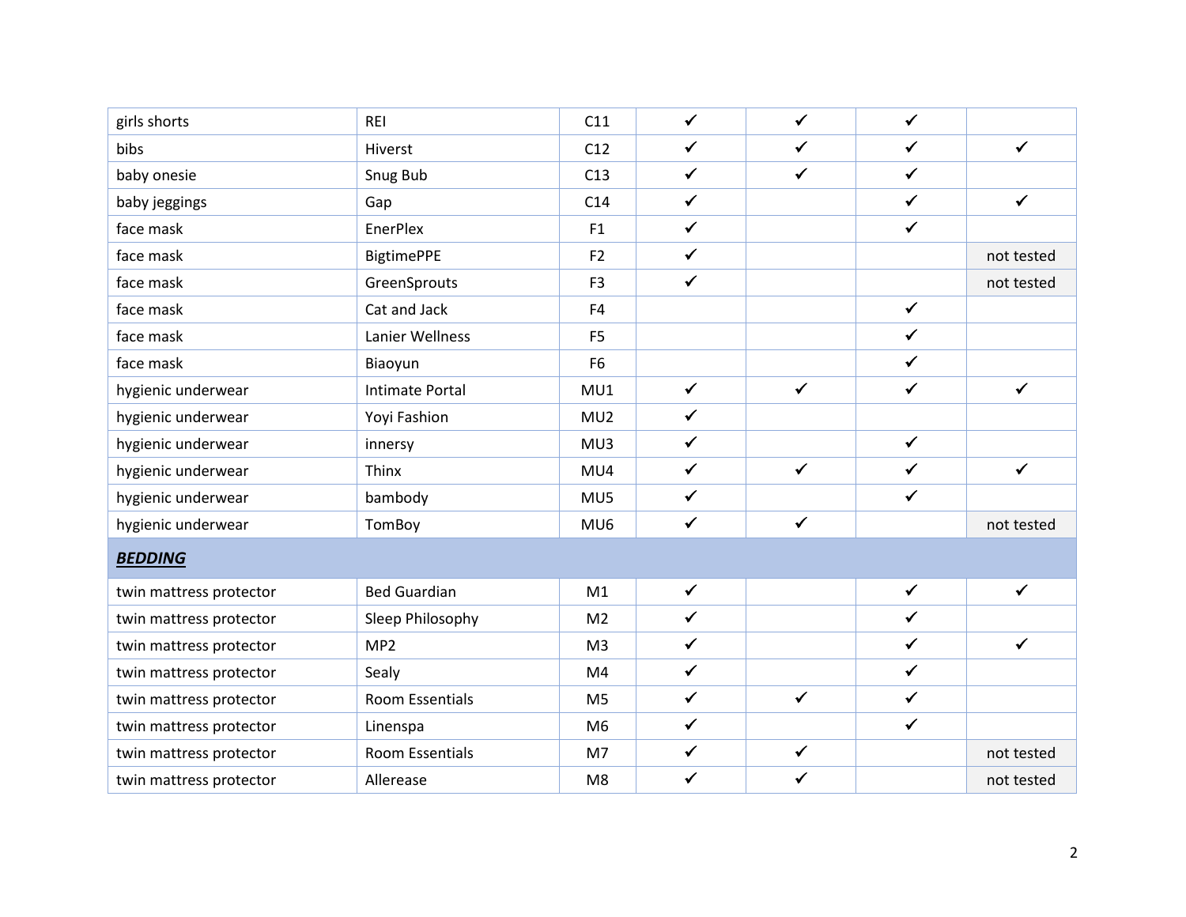| | | | | | | |
|---|---|---|---|---|---|---|
| girls shorts | REI | C11 | ✓ | ✓ | ✓ | |
| bibs | Hiverst | C12 | ✓ | ✓ | ✓ | ✓ |
| baby onesie | Snug Bub | C13 | ✓ | ✓ | ✓ | |
| baby jeggings | Gap | C14 | ✓ | | ✓ | ✓ |
| face mask | EnerPlex | F1 | ✓ | | ✓ | |
| face mask | BigtimePPE | F2 | ✓ | | | not tested |
| face mask | GreenSprouts | F3 | ✓ | | | not tested |
| face mask | Cat and Jack | F4 | | | ✓ | |
| face mask | Lanier Wellness | F5 | | | ✓ | |
| face mask | Biaoyun | F6 | | | ✓ | |
| hygienic underwear | Intimate Portal | MU1 | ✓ | ✓ | ✓ | ✓ |
| hygienic underwear | Yoyi Fashion | MU2 | ✓ | | | |
| hygienic underwear | innersy | MU3 | ✓ | | ✓ | |
| hygienic underwear | Thinx | MU4 | ✓ | ✓ | ✓ | ✓ |
| hygienic underwear | bambody | MU5 | ✓ | | ✓ | |
| hygienic underwear | TomBoy | MU6 | ✓ | ✓ | | not tested |
| ***BEDDING*** | | | | | | |
| twin mattress protector | Bed Guardian | M1 | ✓ | | ✓ | ✓ |
| twin mattress protector | Sleep Philosophy | M2 | ✓ | | ✓ | |
| twin mattress protector | MP2 | M3 | ✓ | | ✓ | ✓ |
| twin mattress protector | Sealy | M4 | ✓ | | ✓ | |
| twin mattress protector | Room Essentials | M5 | ✓ | ✓ | ✓ | |
| twin mattress protector | Linenspa | M6 | ✓ | | ✓ | |
| twin mattress protector | Room Essentials | M7 | ✓ | ✓ | | not tested |
| twin mattress protector | Allerease | M8 | ✓ | ✓ | | not tested |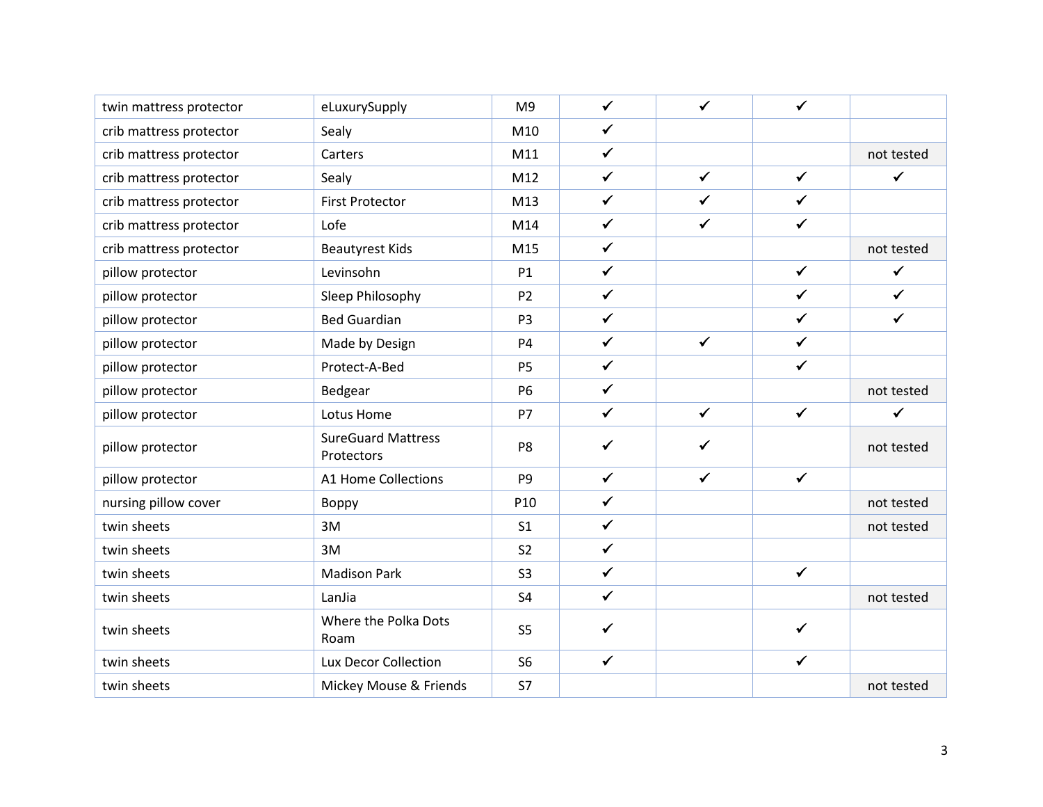| | | | | | | |
|---|---|---|---|---|---|---|
| twin mattress protector | eLuxurySupply | M9 | ✓ | ✓ | ✓ | |
| crib mattress protector | Sealy | M10 | ✓ | | | |
| crib mattress protector | Carters | M11 | ✓ | | | not tested |
| crib mattress protector | Sealy | M12 | ✓ | ✓ | ✓ | ✓ |
| crib mattress protector | First Protector | M13 | ✓ | ✓ | ✓ | |
| crib mattress protector | Lofe | M14 | ✓ | ✓ | ✓ | |
| crib mattress protector | Beautyrest Kids | M15 | ✓ | | | not tested |
| pillow protector | Levinsohn | P1 | ✓ | | ✓ | ✓ |
| pillow protector | Sleep Philosophy | P2 | ✓ | | ✓ | ✓ |
| pillow protector | Bed Guardian | P3 | ✓ | | ✓ | ✓ |
| pillow protector | Made by Design | P4 | ✓ | ✓ | ✓ | |
| pillow protector | Protect-A-Bed | P5 | ✓ | | ✓ | |
| pillow protector | Bedgear | P6 | ✓ | | | not tested |
| pillow protector | Lotus Home | P7 | ✓ | ✓ | ✓ | ✓ |
| pillow protector | SureGuard Mattress Protectors | P8 | ✓ | ✓ | | not tested |
| pillow protector | A1 Home Collections | P9 | ✓ | ✓ | ✓ | |
| nursing pillow cover | Boppy | P10 | ✓ | | | not tested |
| twin sheets | 3M | S1 | ✓ | | | not tested |
| twin sheets | 3M | S2 | ✓ | | | |
| twin sheets | Madison Park | S3 | ✓ | | ✓ | |
| twin sheets | LanJia | S4 | ✓ | | | not tested |
| twin sheets | Where the Polka Dots Roam | S5 | ✓ | | ✓ | |
| twin sheets | Lux Decor Collection | S6 | ✓ | | ✓ | |
| twin sheets | Mickey Mouse & Friends | S7 | | | | not tested |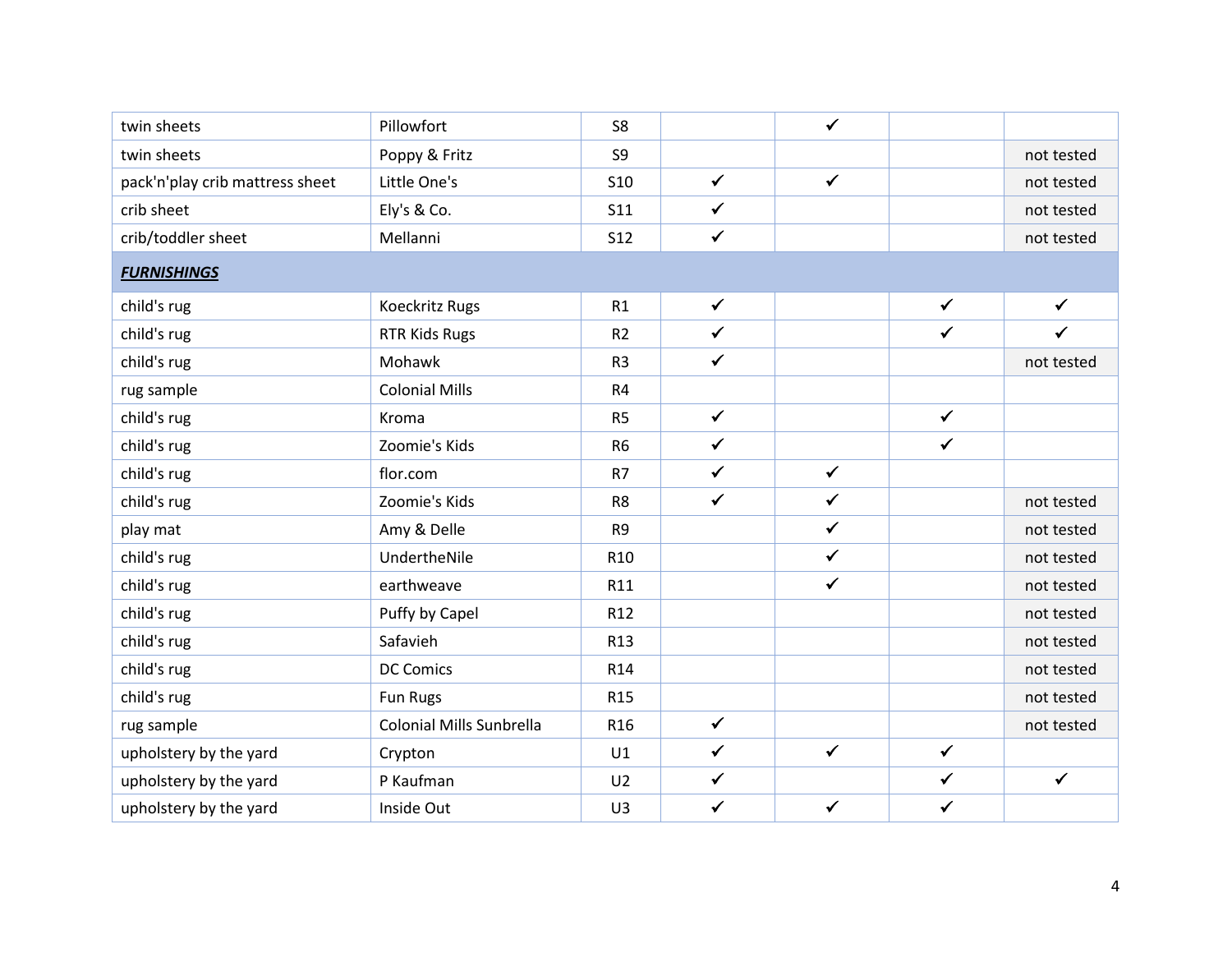| | | | | | | |
|---|---|---|---|---|---|---|
| twin sheets | Pillowfort | S8 | | ✓ | | |
| twin sheets | Poppy & Fritz | S9 | | | | not tested |
| pack'n'play crib mattress sheet | Little One's | S10 | ✓ | ✓ | | not tested |
| crib sheet | Ely's & Co. | S11 | ✓ | | | not tested |
| crib/toddler sheet | Mellanni | S12 | ✓ | | | not tested |
| ***FURNISHINGS*** | | | | | | |
| child's rug | Koeckritz Rugs | R1 | ✓ | | ✓ | ✓ |
| child's rug | RTR Kids Rugs | R2 | ✓ | | ✓ | ✓ |
| child's rug | Mohawk | R3 | ✓ | | | not tested |
| rug sample | Colonial Mills | R4 | | | | |
| child's rug | Kroma | R5 | ✓ | | ✓ | |
| child's rug | Zoomie's Kids | R6 | ✓ | | ✓ | |
| child's rug | flor.com | R7 | ✓ | ✓ | | |
| child's rug | Zoomie's Kids | R8 | ✓ | ✓ | | not tested |
| play mat | Amy & Delle | R9 | | ✓ | | not tested |
| child's rug | UndertheNile | R10 | | ✓ | | not tested |
| child's rug | earthweave | R11 | | ✓ | | not tested |
| child's rug | Puffy by Capel | R12 | | | | not tested |
| child's rug | Safavieh | R13 | | | | not tested |
| child's rug | DC Comics | R14 | | | | not tested |
| child's rug | Fun Rugs | R15 | | | | not tested |
| rug sample | Colonial Mills Sunbrella | R16 | ✓ | | | not tested |
| upholstery by the yard | Crypton | U1 | ✓ | ✓ | ✓ | |
| upholstery by the yard | P Kaufman | U2 | ✓ | | ✓ | ✓ |
| upholstery by the yard | Inside Out | U3 | ✓ | ✓ | ✓ | |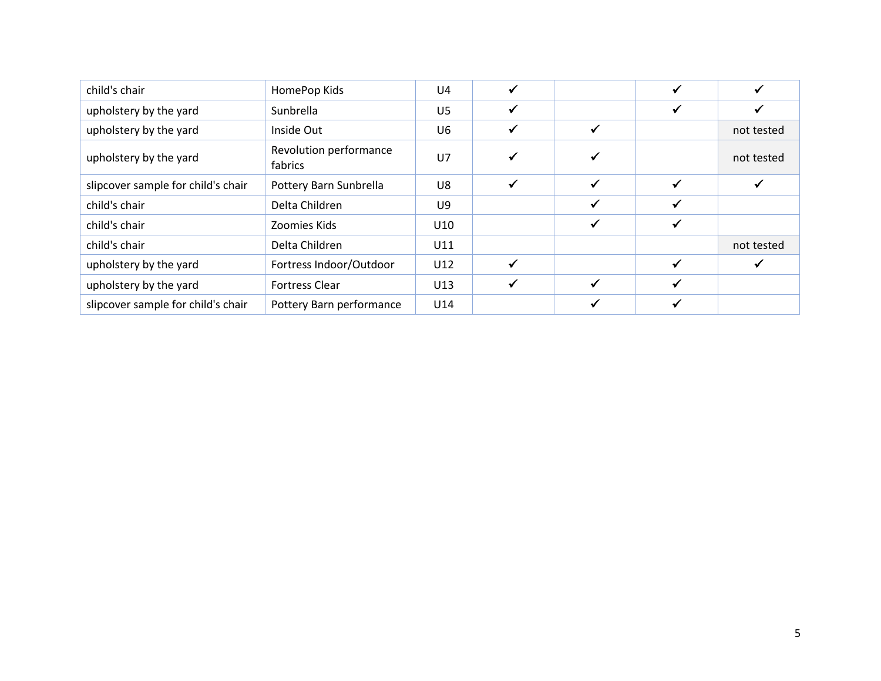| | | | | | | |
|---|---|---|---|---|---|---|
| child's chair | HomePop Kids | U4 | ✓ | | ✓ | ✓ |
| upholstery by the yard | Sunbrella | U5 | ✓ | | ✓ | ✓ |
| upholstery by the yard | Inside Out | U6 | ✓ | ✓ | | not tested |
| upholstery by the yard | Revolution performance fabrics | U7 | ✓ | ✓ | | not tested |
| slipcover sample for child's chair | Pottery Barn Sunbrella | U8 | ✓ | ✓ | ✓ | ✓ |
| child's chair | Delta Children | U9 | | ✓ | ✓ | |
| child's chair | Zoomies Kids | U10 | | ✓ | ✓ | |
| child's chair | Delta Children | U11 | | | | not tested |
| upholstery by the yard | Fortress Indoor/Outdoor | U12 | ✓ | | ✓ | ✓ |
| upholstery by the yard | Fortress Clear | U13 | ✓ | ✓ | ✓ | |
| slipcover sample for child's chair | Pottery Barn performance | U14 | | ✓ | ✓ | |